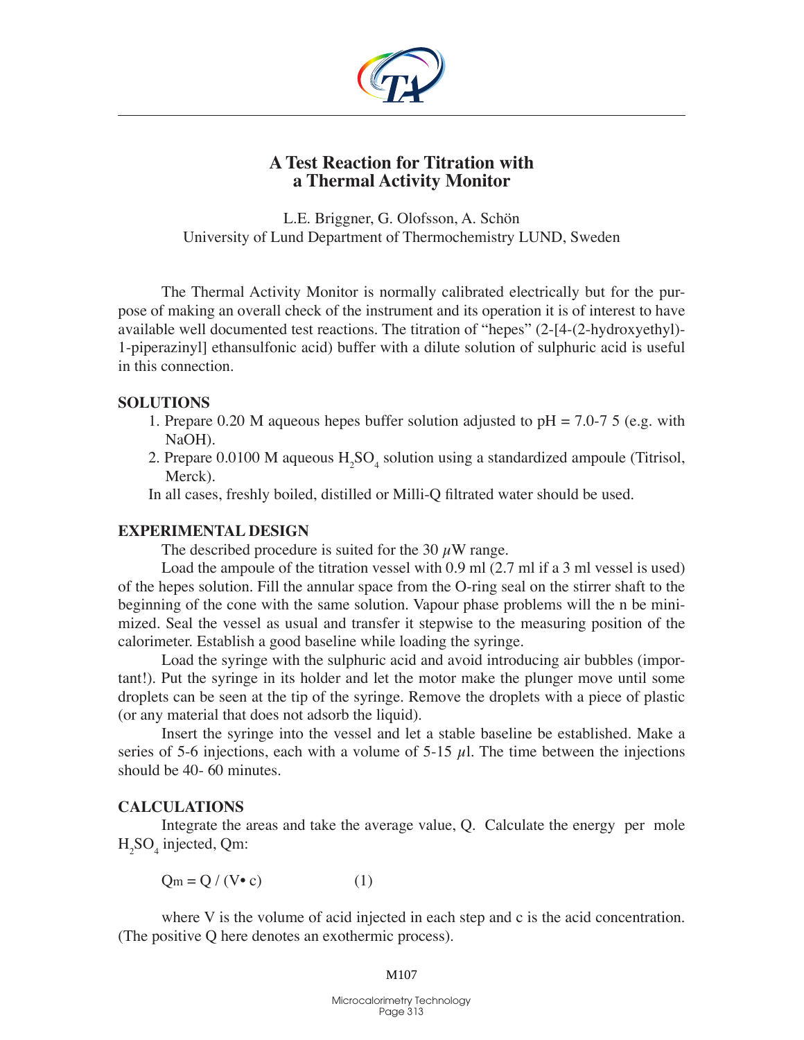# A Test Reaction for Titration with a Thermal Activity Monitor

L.E. Briggner, G. Olofsson, A. Schön
University of Lund Department of Thermochemistry LUND, Sweden

The Thermal Activity Monitor is normally calibrated electrically but for the purpose of making an overall check of the instrument and its operation it is of interest to have available well documented test reactions. The titration of "hepes" (2-[4-(2-hydroxyethyl)-1-piperazinyl] ethansulfonic acid) buffer with a dilute solution of sulphuric acid is useful in this connection.

## SOLUTIONS

1. Prepare 0.20 M aqueous hepes buffer solution adjusted to pH = 7.0-7 5 (e.g. with NaOH).
2. Prepare 0.0100 M aqueous $H_2SO_4$ solution using a standardized ampoule (Titrisol, Merck).

In all cases, freshly boiled, distilled or Milli-Q filtrated water should be used.

## EXPERIMENTAL DESIGN

The described procedure is suited for the 30 $\mu$W range.

Load the ampoule of the titration vessel with 0.9 ml (2.7 ml if a 3 ml vessel is used) of the hepes solution. Fill the annular space from the O-ring seal on the stirrer shaft to the beginning of the cone with the same solution. Vapour phase problems will the n be minimized. Seal the vessel as usual and transfer it stepwise to the measuring position of the calorimeter. Establish a good baseline while loading the syringe.

Load the syringe with the sulphuric acid and avoid introducing air bubbles (important!). Put the syringe in its holder and let the motor make the plunger move until some droplets can be seen at the tip of the syringe. Remove the droplets with a piece of plastic (or any material that does not adsorb the liquid).

Insert the syringe into the vessel and let a stable baseline be established. Make a series of 5-6 injections, each with a volume of 5-15 $\mu$l. The time between the injections should be 40- 60 minutes.

## CALCULATIONS

Integrate the areas and take the average value, Q. Calculate the energy per mole $H_2SO_4$ injected, Qm:

$$Q_m = Q / (V \cdot c) \qquad (1)$$

where V is the volume of acid injected in each step and c is the acid concentration. (The positive Q here denotes an exothermic process).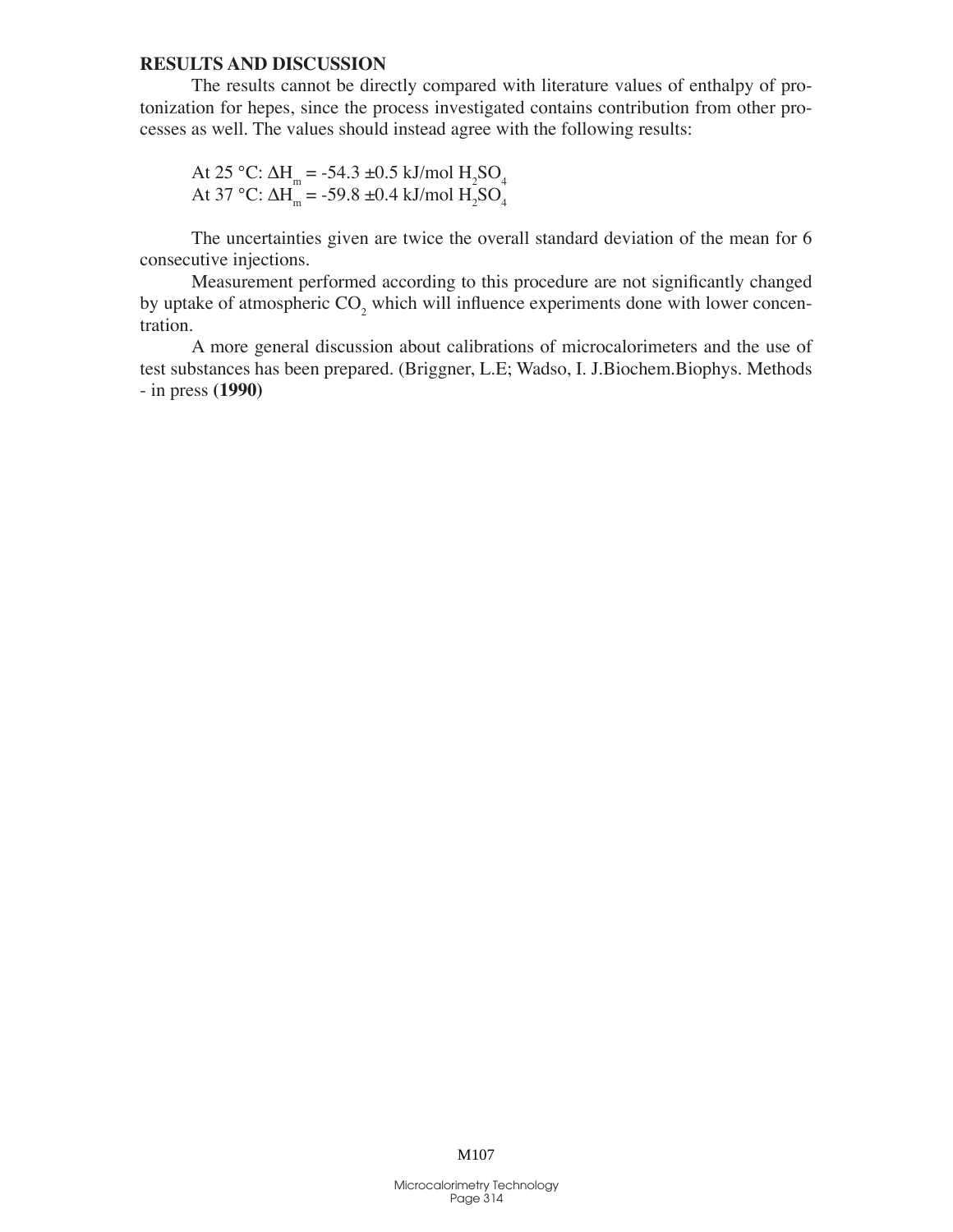**RESULTS AND DISCUSSION**

The results cannot be directly compared with literature values of enthalpy of protonization for hepes, since the process investigated contains contribution from other processes as well. The values should instead agree with the following results:

At 25 °C: $\Delta H_m$ = -54.3 ±0.5 kJ/mol $H_2SO_4$
At 37 °C: $\Delta H_m$ = -59.8 ±0.4 kJ/mol $H_2SO_4$

The uncertainties given are twice the overall standard deviation of the mean for 6 consecutive injections.

Measurement performed according to this procedure are not significantly changed by uptake of atmospheric $CO_2$ which will influence experiments done with lower concentration.

A more general discussion about calibrations of microcalorimeters and the use of test substances has been prepared. (Briggner, L.E; Wadso, I. J.Biochem.Biophys. Methods - in press **(1990)**

M107